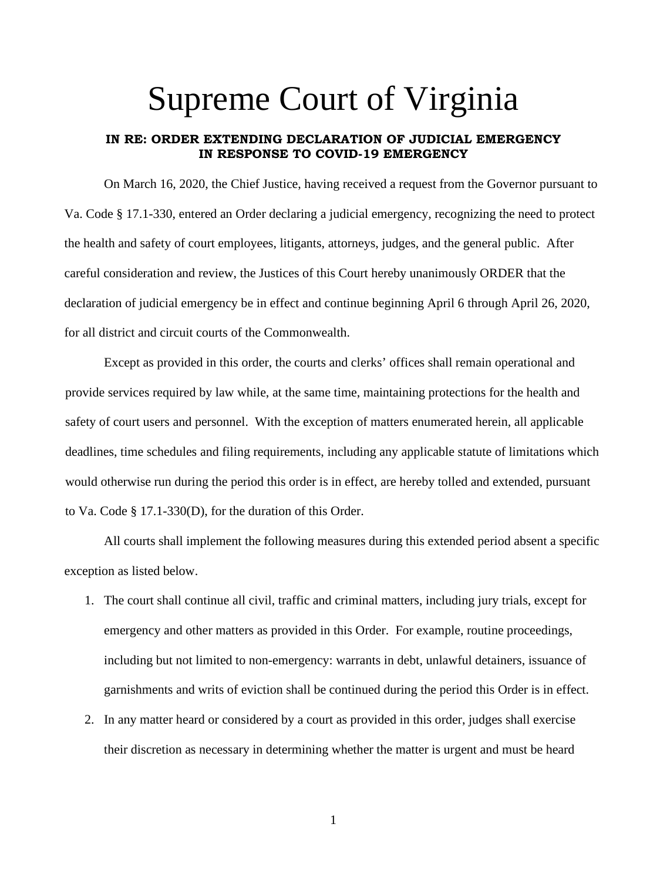# Supreme Court of Virginia

**IN RE: ORDER EXTENDING DECLARATION OF JUDICIAL EMERGENCY IN RESPONSE TO COVID-19 EMERGENCY**

On March 16, 2020, the Chief Justice, having received a request from the Governor pursuant to Va. Code § 17.1-330, entered an Order declaring a judicial emergency, recognizing the need to protect the health and safety of court employees, litigants, attorneys, judges, and the general public. After careful consideration and review, the Justices of this Court hereby unanimously ORDER that the declaration of judicial emergency be in effect and continue beginning April 6 through April 26, 2020, for all district and circuit courts of the Commonwealth.

Except as provided in this order, the courts and clerks' offices shall remain operational and provide services required by law while, at the same time, maintaining protections for the health and safety of court users and personnel. With the exception of matters enumerated herein, all applicable deadlines, time schedules and filing requirements, including any applicable statute of limitations which would otherwise run during the period this order is in effect, are hereby tolled and extended, pursuant to Va. Code § 17.1-330(D), for the duration of this Order.

All courts shall implement the following measures during this extended period absent a specific exception as listed below.

1. The court shall continue all civil, traffic and criminal matters, including jury trials, except for emergency and other matters as provided in this Order. For example, routine proceedings, including but not limited to non-emergency: warrants in debt, unlawful detainers, issuance of garnishments and writs of eviction shall be continued during the period this Order is in effect.
2. In any matter heard or considered by a court as provided in this order, judges shall exercise their discretion as necessary in determining whether the matter is urgent and must be heard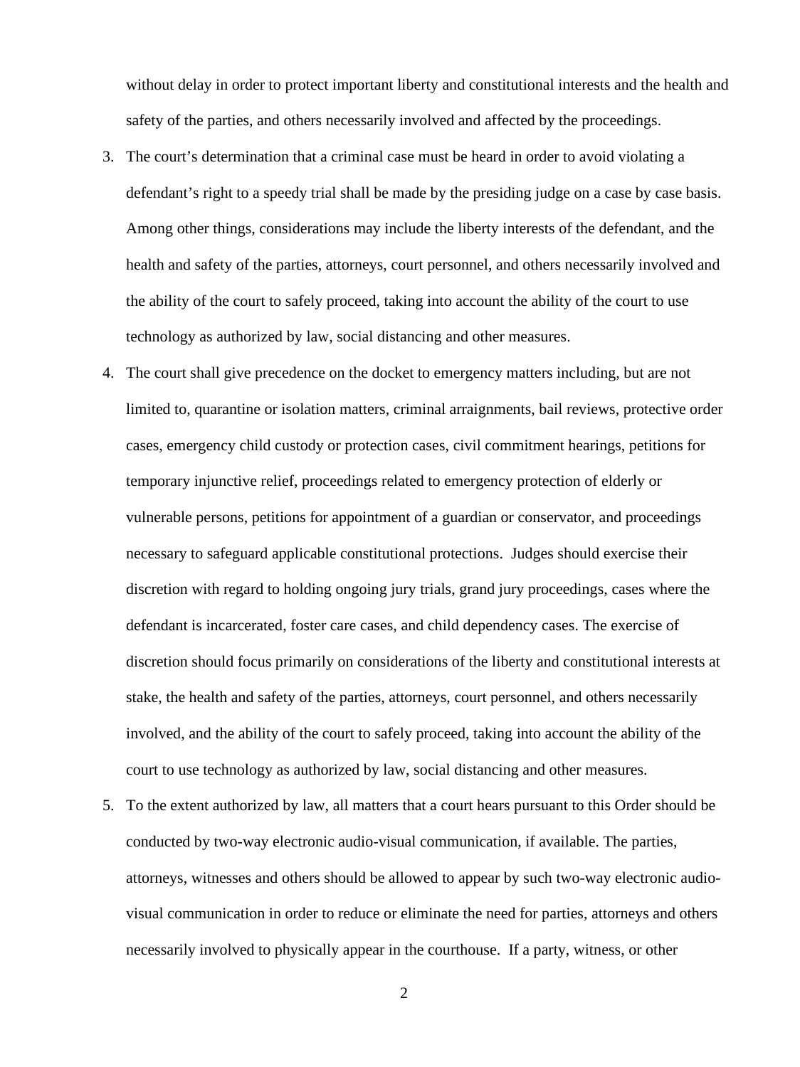without delay in order to protect important liberty and constitutional interests and the health and safety of the parties, and others necessarily involved and affected by the proceedings.

3. The court's determination that a criminal case must be heard in order to avoid violating a defendant's right to a speedy trial shall be made by the presiding judge on a case by case basis. Among other things, considerations may include the liberty interests of the defendant, and the health and safety of the parties, attorneys, court personnel, and others necessarily involved and the ability of the court to safely proceed, taking into account the ability of the court to use technology as authorized by law, social distancing and other measures.

4. The court shall give precedence on the docket to emergency matters including, but are not limited to, quarantine or isolation matters, criminal arraignments, bail reviews, protective order cases, emergency child custody or protection cases, civil commitment hearings, petitions for temporary injunctive relief, proceedings related to emergency protection of elderly or vulnerable persons, petitions for appointment of a guardian or conservator, and proceedings necessary to safeguard applicable constitutional protections. Judges should exercise their discretion with regard to holding ongoing jury trials, grand jury proceedings, cases where the defendant is incarcerated, foster care cases, and child dependency cases. The exercise of discretion should focus primarily on considerations of the liberty and constitutional interests at stake, the health and safety of the parties, attorneys, court personnel, and others necessarily involved, and the ability of the court to safely proceed, taking into account the ability of the court to use technology as authorized by law, social distancing and other measures.

5. To the extent authorized by law, all matters that a court hears pursuant to this Order should be conducted by two-way electronic audio-visual communication, if available. The parties, attorneys, witnesses and others should be allowed to appear by such two-way electronic audio-visual communication in order to reduce or eliminate the need for parties, attorneys and others necessarily involved to physically appear in the courthouse. If a party, witness, or other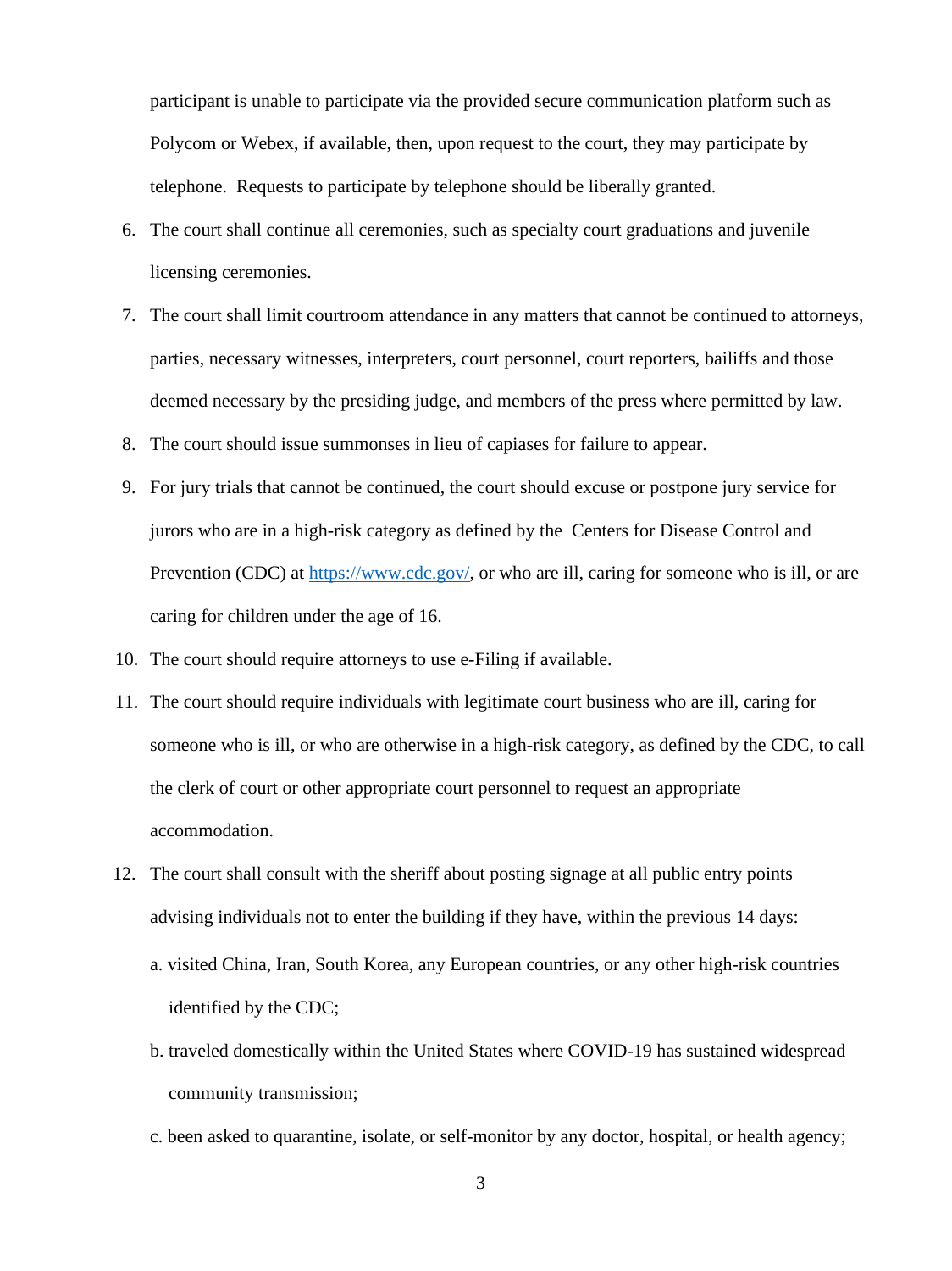participant is unable to participate via the provided secure communication platform such as Polycom or Webex, if available, then, upon request to the court, they may participate by telephone. Requests to participate by telephone should be liberally granted.

6. The court shall continue all ceremonies, such as specialty court graduations and juvenile licensing ceremonies.
7. The court shall limit courtroom attendance in any matters that cannot be continued to attorneys, parties, necessary witnesses, interpreters, court personnel, court reporters, bailiffs and those deemed necessary by the presiding judge, and members of the press where permitted by law.
8. The court should issue summonses in lieu of capiases for failure to appear.
9. For jury trials that cannot be continued, the court should excuse or postpone jury service for jurors who are in a high-risk category as defined by the Centers for Disease Control and Prevention (CDC) at [https://www.cdc.gov/](https://www.cdc.gov/), or who are ill, caring for someone who is ill, or are caring for children under the age of 16.
10. The court should require attorneys to use e-Filing if available.
11. The court should require individuals with legitimate court business who are ill, caring for someone who is ill, or who are otherwise in a high-risk category, as defined by the CDC, to call the clerk of court or other appropriate court personnel to request an appropriate accommodation.
12. The court shall consult with the sheriff about posting signage at all public entry points advising individuals not to enter the building if they have, within the previous 14 days:
    a. visited China, Iran, South Korea, any European countries, or any other high-risk countries identified by the CDC;
    b. traveled domestically within the United States where COVID-19 has sustained widespread community transmission;
    c. been asked to quarantine, isolate, or self-monitor by any doctor, hospital, or health agency;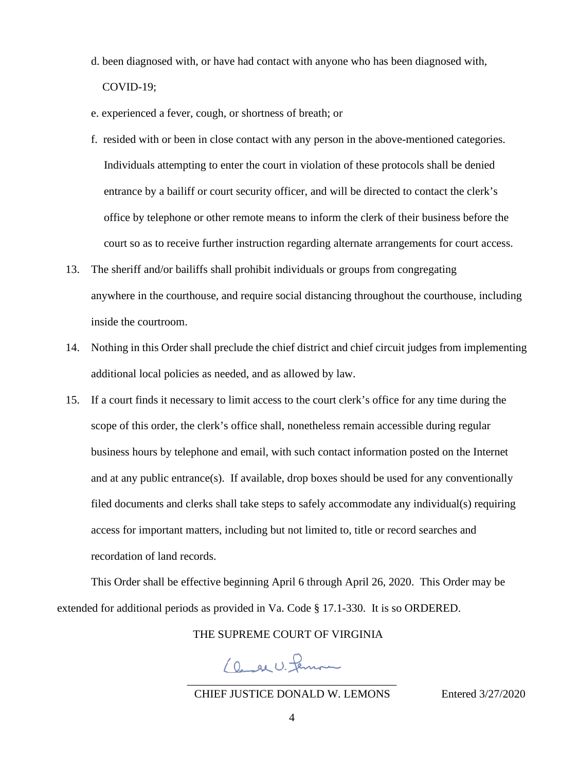d. been diagnosed with, or have had contact with anyone who has been diagnosed with, COVID-19;

e. experienced a fever, cough, or shortness of breath; or

f. resided with or been in close contact with any person in the above-mentioned categories. Individuals attempting to enter the court in violation of these protocols shall be denied entrance by a bailiff or court security officer, and will be directed to contact the clerk's office by telephone or other remote means to inform the clerk of their business before the court so as to receive further instruction regarding alternate arrangements for court access.

13. The sheriff and/or bailiffs shall prohibit individuals or groups from congregating anywhere in the courthouse, and require social distancing throughout the courthouse, including inside the courtroom.

14. Nothing in this Order shall preclude the chief district and chief circuit judges from implementing additional local policies as needed, and as allowed by law.

15. If a court finds it necessary to limit access to the court clerk's office for any time during the scope of this order, the clerk's office shall, nonetheless remain accessible during regular business hours by telephone and email, with such contact information posted on the Internet and at any public entrance(s). If available, drop boxes should be used for any conventionally filed documents and clerks shall take steps to safely accommodate any individual(s) requiring access for important matters, including but not limited to, title or record searches and recordation of land records.

This Order shall be effective beginning April 6 through April 26, 2020. This Order may be extended for additional periods as provided in Va. Code § 17.1-330. It is so ORDERED.

THE SUPREME COURT OF VIRGINIA

\_\_\_\_\_\_\_\_\_\_\_\_\_\_\_\_\_\_\_\_\_\_\_\_\_\_\_\_\_\_\_\_\_\_\_\_

CHIEF JUSTICE DONALD W. LEMONS

Entered 3/27/2020